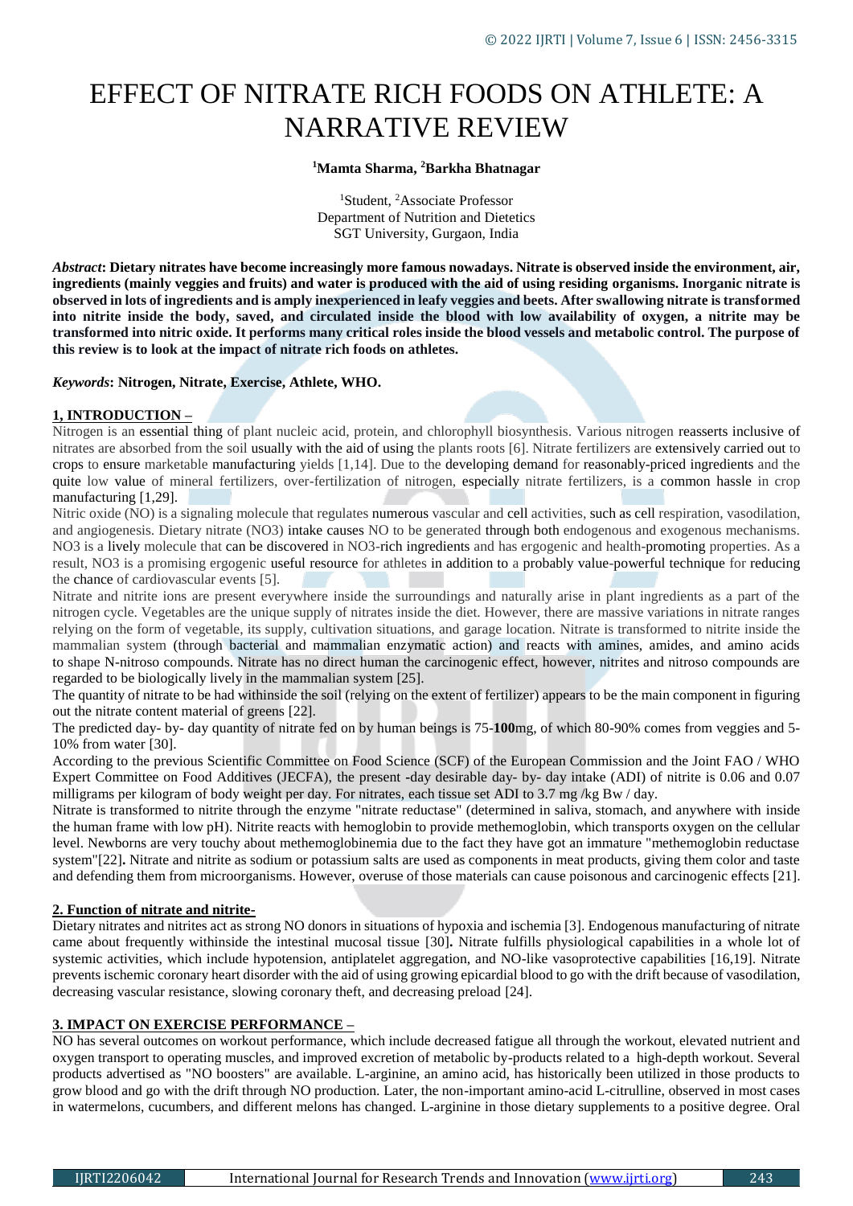# EFFECT OF NITRATE RICH FOODS ON ATHLETE: A NARRATIVE REVIEW

**[1]Mamta Sharma, [2]Barkha Bhatnagar**

[1]Student, [2]Associate Professor
Department of Nutrition and Dietetics
SGT University, Gurgaon, India

***Abstract*: Dietary nitrates have become increasingly more famous nowadays. Nitrate is observed inside the environment, air, ingredients (mainly veggies and fruits) and water is produced with the aid of using residing organisms. Inorganic nitrate is observed in lots of ingredients and is amply inexperienced in leafy veggies and beets. After swallowing nitrate is transformed into nitrite inside the body, saved, and circulated inside the blood with low availability of oxygen, a nitrite may be transformed into nitric oxide. It performs many critical roles inside the blood vessels and metabolic control. The purpose of this review is to look at the impact of nitrate rich foods on athletes.**

***Keywords*: Nitrogen, Nitrate, Exercise, Athlete, WHO.**

## 1, INTRODUCTION –

Nitrogen is an essential thing of plant nucleic acid, protein, and chlorophyll biosynthesis. Various nitrogen reasserts inclusive of nitrates are absorbed from the soil usually with the aid of using the plants roots [6]. Nitrate fertilizers are extensively carried out to crops to ensure marketable manufacturing yields [1,14]. Due to the developing demand for reasonably-priced ingredients and the quite low value of mineral fertilizers, over-fertilization of nitrogen, especially nitrate fertilizers, is a common hassle in crop manufacturing [1,29].

Nitric oxide (NO) is a signaling molecule that regulates numerous vascular and cell activities, such as cell respiration, vasodilation, and angiogenesis. Dietary nitrate (NO3) intake causes NO to be generated through both endogenous and exogenous mechanisms. NO3 is a lively molecule that can be discovered in NO3-rich ingredients and has ergogenic and health-promoting properties. As a result, NO3 is a promising ergogenic useful resource for athletes in addition to a probably value-powerful technique for reducing the chance of cardiovascular events [5].

Nitrate and nitrite ions are present everywhere inside the surroundings and naturally arise in plant ingredients as a part of the nitrogen cycle. Vegetables are the unique supply of nitrates inside the diet. However, there are massive variations in nitrate ranges relying on the form of vegetable, its supply, cultivation situations, and garage location. Nitrate is transformed to nitrite inside the mammalian system (through bacterial and mammalian enzymatic action) and reacts with amines, amides, and amino acids to shape N-nitroso compounds. Nitrate has no direct human the carcinogenic effect, however, nitrites and nitroso compounds are regarded to be biologically lively in the mammalian system [25].

The quantity of nitrate to be had withinside the soil (relying on the extent of fertilizer) appears to be the main component in figuring out the nitrate content material of greens [22].

The predicted day- by- day quantity of nitrate fed on by human beings is 75-**100**mg, of which 80-90% comes from veggies and 5-10% from water [30].

According to the previous Scientific Committee on Food Science (SCF) of the European Commission and the Joint FAO / WHO Expert Committee on Food Additives (JECFA), the present -day desirable day- by- day intake (ADI) of nitrite is 0.06 and 0.07 milligrams per kilogram of body weight per day. For nitrates, each tissue set ADI to 3.7 mg /kg Bw / day.

Nitrate is transformed to nitrite through the enzyme "nitrate reductase" (determined in saliva, stomach, and anywhere with inside the human frame with low pH). Nitrite reacts with hemoglobin to provide methemoglobin, which transports oxygen on the cellular level. Newborns are very touchy about methemoglobinemia due to the fact they have got an immature "methemoglobin reductase system"[22]**.** Nitrate and nitrite as sodium or potassium salts are used as components in meat products, giving them color and taste and defending them from microorganisms. However, overuse of those materials can cause poisonous and carcinogenic effects [21].

## 2. Function of nitrate and nitrite-

Dietary nitrates and nitrites act as strong NO donors in situations of hypoxia and ischemia [3]. Endogenous manufacturing of nitrate came about frequently withinside the intestinal mucosal tissue [30]**.** Nitrate fulfills physiological capabilities in a whole lot of systemic activities, which include hypotension, antiplatelet aggregation, and NO-like vasoprotective capabilities [16,19]. Nitrate prevents ischemic coronary heart disorder with the aid of using growing epicardial blood to go with the drift because of vasodilation, decreasing vascular resistance, slowing coronary theft, and decreasing preload [24].

## 3. IMPACT ON EXERCISE PERFORMANCE –

NO has several outcomes on workout performance, which include decreased fatigue all through the workout, elevated nutrient and oxygen transport to operating muscles, and improved excretion of metabolic by-products related to a high-depth workout. Several products advertised as "NO boosters" are available. L-arginine, an amino acid, has historically been utilized in those products to grow blood and go with the drift through NO production. Later, the non-important amino-acid L-citrulline, observed in most cases in watermelons, cucumbers, and different melons has changed. L-arginine in those dietary supplements to a positive degree. Oral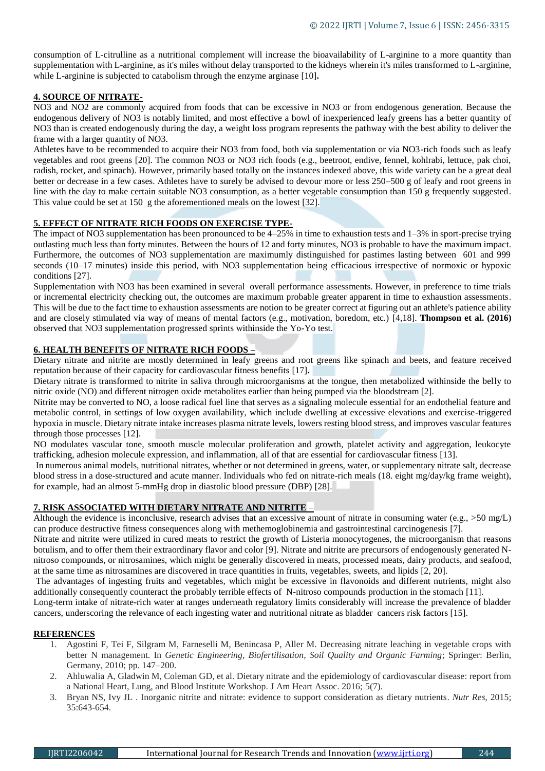consumption of L-citrulline as a nutritional complement will increase the bioavailability of L-arginine to a more quantity than supplementation with L-arginine, as it's miles without delay transported to the kidneys wherein it's miles transformed to L-arginine, while L-arginine is subjected to catabolism through the enzyme arginase [10]**.**

## 4. SOURCE OF NITRATE-

NO3 and NO2 are commonly acquired from foods that can be excessive in NO3 or from endogenous generation. Because the endogenous delivery of NO3 is notably limited, and most effective a bowl of inexperienced leafy greens has a better quantity of NO3 than is created endogenously during the day, a weight loss program represents the pathway with the best ability to deliver the frame with a larger quantity of NO3.

Athletes have to be recommended to acquire their NO3 from food, both via supplementation or via NO3-rich foods such as leafy vegetables and root greens [20]. The common NO3 or NO3 rich foods (e.g., beetroot, endive, fennel, kohlrabi, lettuce, pak choi, radish, rocket, and spinach). However, primarily based totally on the instances indexed above, this wide variety can be a great deal better or decrease in a few cases. Athletes have to surely be advised to devour more or less 250–500 g of leafy and root greens in line with the day to make certain suitable NO3 consumption, as a better vegetable consumption than 150 g frequently suggested. This value could be set at 150 g the aforementioned meals on the lowest [32].

## 5. EFFECT OF NITRATE RICH FOODS ON EXERCISE TYPE-

The impact of NO3 supplementation has been pronounced to be 4–25% in time to exhaustion tests and 1–3% in sport-precise trying outlasting much less than forty minutes. Between the hours of 12 and forty minutes, NO3 is probable to have the maximum impact. Furthermore, the outcomes of NO3 supplementation are maximumly distinguished for pastimes lasting between 601 and 999 seconds (10–17 minutes) inside this period, with NO3 supplementation being efficacious irrespective of normoxic or hypoxic conditions [27].

Supplementation with NO3 has been examined in several overall performance assessments. However, in preference to time trials or incremental electricity checking out, the outcomes are maximum probable greater apparent in time to exhaustion assessments. This will be due to the fact time to exhaustion assessments are notion to be greater correct at figuring out an athlete's patience ability and are closely stimulated via way of means of mental factors (e.g., motivation, boredom, etc.) [4,18]. **Thompson et al. (2016)** observed that NO3 supplementation progressed sprints withinside the Yo-Yo test.

## 6. HEALTH BENEFITS OF NITRATE RICH FOODS –

Dietary nitrate and nitrite are mostly determined in leafy greens and root greens like spinach and beets, and feature received reputation because of their capacity for cardiovascular fitness benefits [17]**.**

Dietary nitrate is transformed to nitrite in saliva through microorganisms at the tongue, then metabolized withinside the belly to nitric oxide (NO) and different nitrogen oxide metabolites earlier than being pumped via the bloodstream [2].

Nitrite may be converted to NO, a loose radical fuel line that serves as a signaling molecule essential for an endothelial feature and metabolic control, in settings of low oxygen availability, which include dwelling at excessive elevations and exercise-triggered hypoxia in muscle. Dietary nitrate intake increases plasma nitrate levels, lowers resting blood stress, and improves vascular features through those processes [12].

NO modulates vascular tone, smooth muscle molecular proliferation and growth, platelet activity and aggregation, leukocyte trafficking, adhesion molecule expression, and inflammation, all of that are essential for cardiovascular fitness [13].

In numerous animal models, nutritional nitrates, whether or not determined in greens, water, or supplementary nitrate salt, decrease blood stress in a dose-structured and acute manner. Individuals who fed on nitrate-rich meals (18. eight mg/day/kg frame weight), for example, had an almost 5-mmHg drop in diastolic blood pressure (DBP) [28].

## 7. RISK ASSOCIATED WITH DIETARY NITRATE AND NITRITE –

Although the evidence is inconclusive, research advises that an excessive amount of nitrate in consuming water (e.g., >50 mg/L) can produce destructive fitness consequences along with methemoglobinemia and gastrointestinal carcinogenesis [7].

Nitrate and nitrite were utilized in cured meats to restrict the growth of Listeria monocytogenes, the microorganism that reasons botulism, and to offer them their extraordinary flavor and color [9]. Nitrate and nitrite are precursors of endogenously generated N-nitroso compounds, or nitrosamines, which might be generally discovered in meats, processed meats, dairy products, and seafood, at the same time as nitrosamines are discovered in trace quantities in fruits, vegetables, sweets, and lipids [2, 20].

The advantages of ingesting fruits and vegetables, which might be excessive in flavonoids and different nutrients, might also additionally consequently counteract the probably terrible effects of N-nitroso compounds production in the stomach [11].

Long-term intake of nitrate-rich water at ranges underneath regulatory limits considerably will increase the prevalence of bladder cancers, underscoring the relevance of each ingesting water and nutritional nitrate as bladder cancers risk factors [15].

## REFERENCES

1. Agostini F, Tei F, Silgram M, Farneselli M, Benincasa P, Aller M. Decreasing nitrate leaching in vegetable crops with better N management. In *Genetic Engineering, Biofertilisation, Soil Quality and Organic Farming*; Springer: Berlin, Germany, 2010; pp. 147–200.
2. Ahluwalia A, Gladwin M, Coleman GD, et al. Dietary nitrate and the epidemiology of cardiovascular disease: report from a National Heart, Lung, and Blood Institute Workshop. J Am Heart Assoc. 2016; 5(7).
3. Bryan NS, Ivy JL . Inorganic nitrite and nitrate: evidence to support consideration as dietary nutrients. *Nutr Res*, 2015; 35:643-654.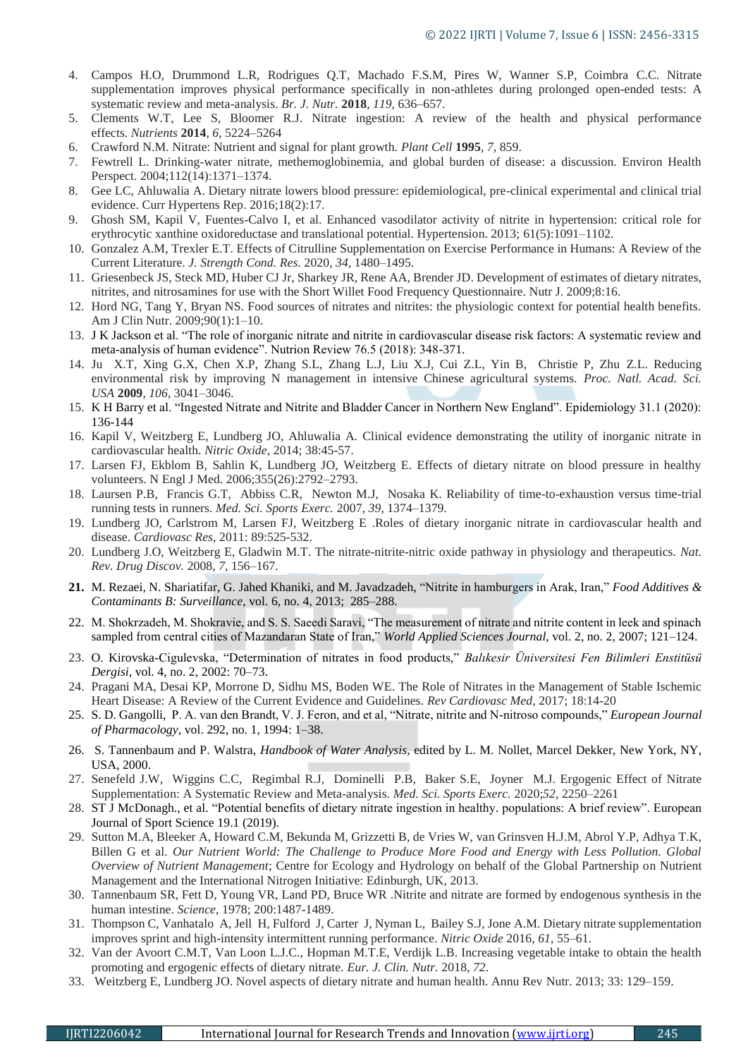4. Campos H.O, Drummond L.R, Rodrigues Q.T, Machado F.S.M, Pires W, Wanner S.P, Coimbra C.C. Nitrate supplementation improves physical performance specifically in non-athletes during prolonged open-ended tests: A systematic review and meta-analysis. *Br. J. Nutr.* **2018**, *119*, 636–657.
5. Clements W.T, Lee S, Bloomer R.J. Nitrate ingestion: A review of the health and physical performance effects. *Nutrients* **2014**, *6*, 5224–5264
6. Crawford N.M. Nitrate: Nutrient and signal for plant growth. *Plant Cell* **1995**, *7*, 859.
7. Fewtrell L. Drinking-water nitrate, methemoglobinemia, and global burden of disease: a discussion. Environ Health Perspect. 2004;112(14):1371–1374.
8. Gee LC, Ahluwalia A. Dietary nitrate lowers blood pressure: epidemiological, pre-clinical experimental and clinical trial evidence. Curr Hypertens Rep. 2016;18(2):17.
9. Ghosh SM, Kapil V, Fuentes-Calvo I, et al. Enhanced vasodilator activity of nitrite in hypertension: critical role for erythrocytic xanthine oxidoreductase and translational potential. Hypertension. 2013; 61(5):1091–1102.
10. Gonzalez A.M, Trexler E.T. Effects of Citrulline Supplementation on Exercise Performance in Humans: A Review of the Current Literature. *J. Strength Cond. Res.* 2020, *34*, 1480–1495.
11. Griesenbeck JS, Steck MD, Huber CJ Jr, Sharkey JR, Rene AA, Brender JD. Development of estimates of dietary nitrates, nitrites, and nitrosamines for use with the Short Willet Food Frequency Questionnaire. Nutr J. 2009;8:16.
12. Hord NG, Tang Y, Bryan NS. Food sources of nitrates and nitrites: the physiologic context for potential health benefits. Am J Clin Nutr. 2009;90(1):1–10.
13. J K Jackson et al. "The role of inorganic nitrate and nitrite in cardiovascular disease risk factors: A systematic review and meta-analysis of human evidence". Nutrion Review 76.5 (2018): 348-371.
14. Ju X.T, Xing G.X, Chen X.P, Zhang S.L, Zhang L.J, Liu X.J, Cui Z.L, Yin B, Christie P, Zhu Z.L. Reducing environmental risk by improving N management in intensive Chinese agricultural systems. *Proc. Natl. Acad. Sci. USA* **2009**, *106*, 3041–3046.
15. K H Barry et al. "Ingested Nitrate and Nitrite and Bladder Cancer in Northern New England". Epidemiology 31.1 (2020): 136-144
16. Kapil V, Weitzberg E, Lundberg JO, Ahluwalia A. Clinical evidence demonstrating the utility of inorganic nitrate in cardiovascular health. *Nitric Oxide*, 2014; 38:45-57.
17. Larsen FJ, Ekblom B, Sahlin K, Lundberg JO, Weitzberg E. Effects of dietary nitrate on blood pressure in healthy volunteers. N Engl J Med. 2006;355(26):2792–2793.
18. Laursen P.B, Francis G.T, Abbiss C.R, Newton M.J, Nosaka K. Reliability of time-to-exhaustion versus time-trial running tests in runners. *Med. Sci. Sports Exerc.* 2007, *39*, 1374–1379.
19. Lundberg JO, Carlstrom M, Larsen FJ, Weitzberg E .Roles of dietary inorganic nitrate in cardiovascular health and disease. *Cardiovasc Res*, 2011: 89:525-532.
20. Lundberg J.O, Weitzberg E, Gladwin M.T. The nitrate-nitrite-nitric oxide pathway in physiology and therapeutics. *Nat. Rev. Drug Discov.* 2008, *7*, 156–167.
21. M. Rezaei, N. Shariatifar, G. Jahed Khaniki, and M. Javadzadeh, "Nitrite in hamburgers in Arak, Iran," *Food Additives & Contaminants B: Surveillance*, vol. 6, no. 4, 2013; 285–288.
22. M. Shokrzadeh, M. Shokravie, and S. S. Saeedi Saravi, "The measurement of nitrate and nitrite content in leek and spinach sampled from central cities of Mazandaran State of Iran," *World Applied Sciences Journal*, vol. 2, no. 2, 2007; 121–124.
23. O. Kirovska-Cigulevska, "Determination of nitrates in food products," *Balıkesir Üniversitesi Fen Bilimleri Enstitüsü Dergisi*, vol. 4, no. 2, 2002: 70–73.
24. Pragani MA, Desai KP, Morrone D, Sidhu MS, Boden WE. The Role of Nitrates in the Management of Stable Ischemic Heart Disease: A Review of the Current Evidence and Guidelines. *Rev Cardiovasc Med*, 2017; 18:14-20
25. S. D. Gangolli, P. A. van den Brandt, V. J. Feron, and et al, "Nitrate, nitrite and N-nitroso compounds," *European Journal of Pharmacology*, vol. 292, no. 1, 1994: 1–38.
26. S. Tannenbaum and P. Walstra, *Handbook of Water Analysis*, edited by L. M. Nollet, Marcel Dekker, New York, NY, USA, 2000.
27. Senefeld J.W, Wiggins C.C, Regimbal R.J, Dominelli P.B, Baker S.E, Joyner M.J. Ergogenic Effect of Nitrate Supplementation: A Systematic Review and Meta-analysis. *Med. Sci. Sports Exerc.* 2020;*52*, 2250–2261
28. ST J McDonagh., et al. "Potential benefits of dietary nitrate ingestion in healthy. populations: A brief review". European Journal of Sport Science 19.1 (2019).
29. Sutton M.A, Bleeker A, Howard C.M, Bekunda M, Grizzetti B, de Vries W, van Grinsven H.J.M, Abrol Y.P, Adhya T.K, Billen G et al. *Our Nutrient World: The Challenge to Produce More Food and Energy with Less Pollution. Global Overview of Nutrient Management*; Centre for Ecology and Hydrology on behalf of the Global Partnership on Nutrient Management and the International Nitrogen Initiative: Edinburgh, UK, 2013.
30. Tannenbaum SR, Fett D, Young VR, Land PD, Bruce WR .Nitrite and nitrate are formed by endogenous synthesis in the human intestine. *Science*, 1978; 200:1487-1489.
31. Thompson C, Vanhatalo A, Jell H, Fulford J, Carter J, Nyman L, Bailey S.J, Jone A.M. Dietary nitrate supplementation improves sprint and high-intensity intermittent running performance. *Nitric Oxide* 2016, *61*, 55–61.
32. Van der Avoort C.M.T, Van Loon L.J.C., Hopman M.T.E, Verdijk L.B. Increasing vegetable intake to obtain the health promoting and ergogenic effects of dietary nitrate. *Eur. J. Clin. Nutr.* 2018, *72*.
33. Weitzberg E, Lundberg JO. Novel aspects of dietary nitrate and human health. Annu Rev Nutr. 2013; 33: 129–159.